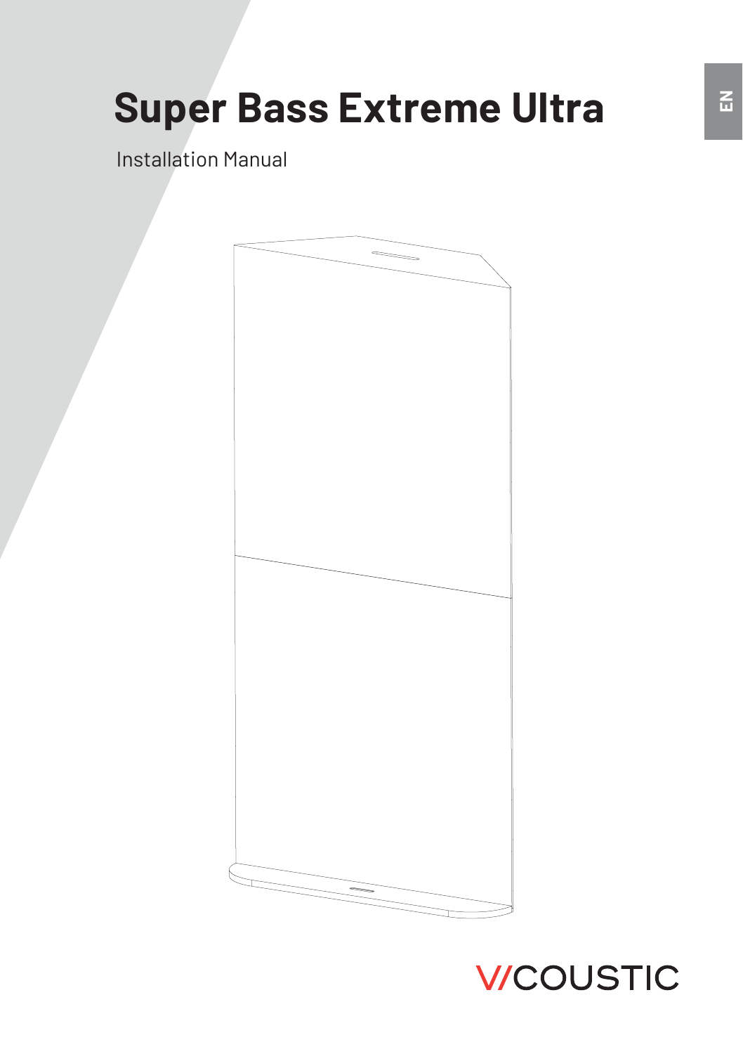EN

# Super Bass Extreme Ultra

Installation Manual

V/COUSTIC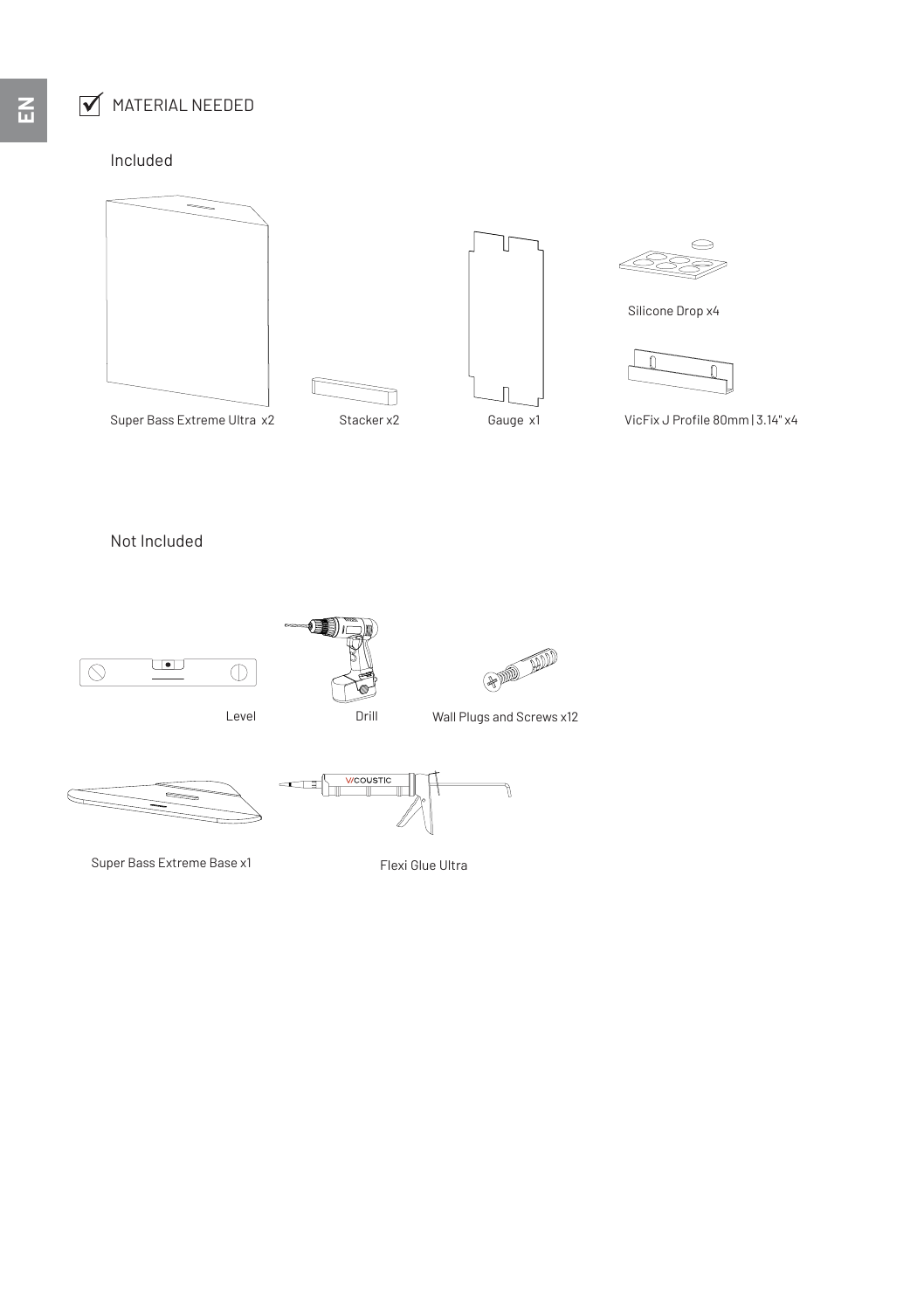## MATERIAL NEEDED

### Included

- Super Bass Extreme Ultra x2
- Stacker x2
- Gauge x1
- Silicone Drop x4
- VicFix J Profile 80mm | 3.14" x4

### Not Included

- Level
- Drill
- Wall Plugs and Screws x12
- Super Bass Extreme Base x1
- Flexi Glue Ultra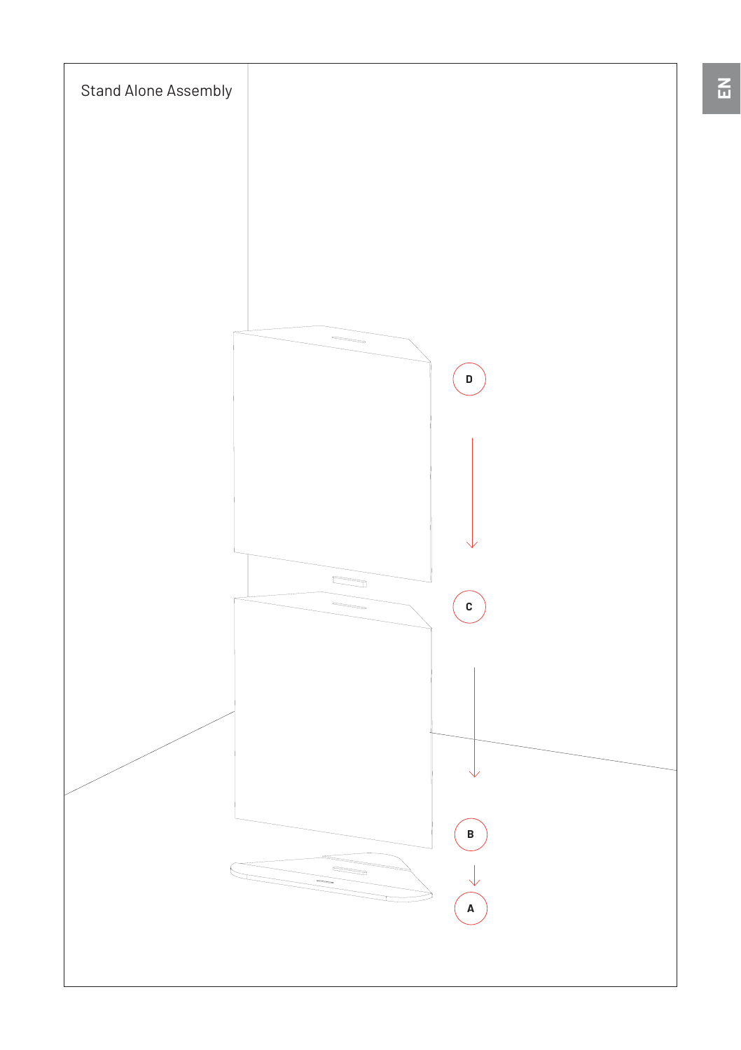Stand Alone Assembly

D

C

B

A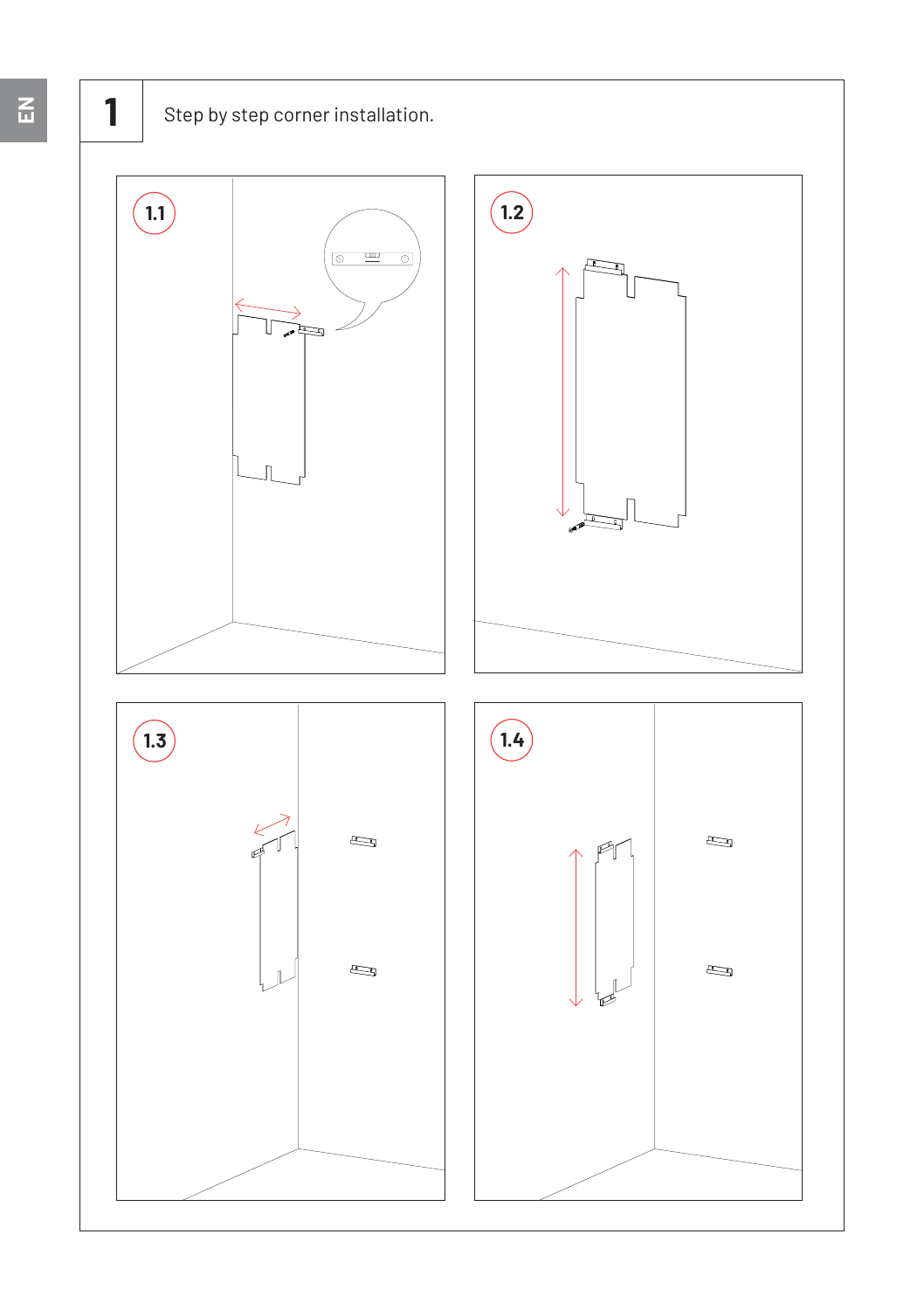EN

# 1

Step by step corner installation.

1.1

1.2

1.3

1.4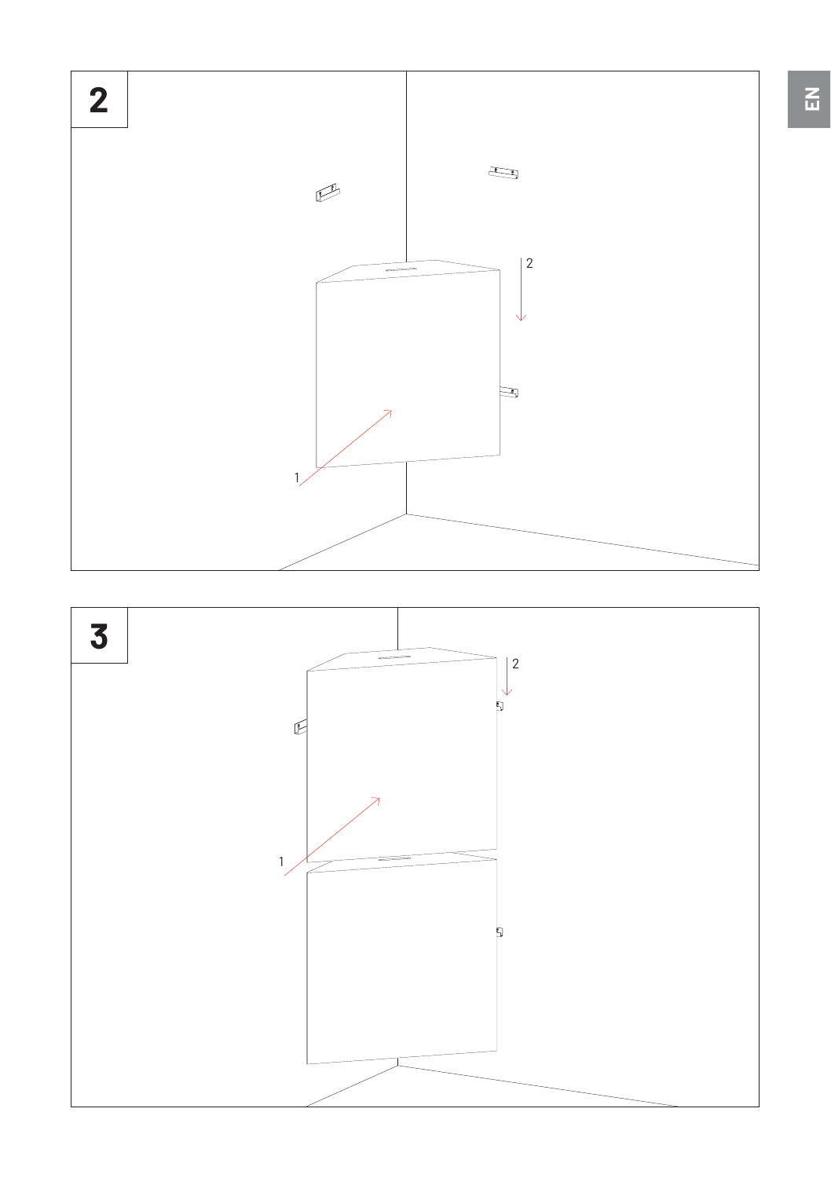**2**

1

2

**3**

1

2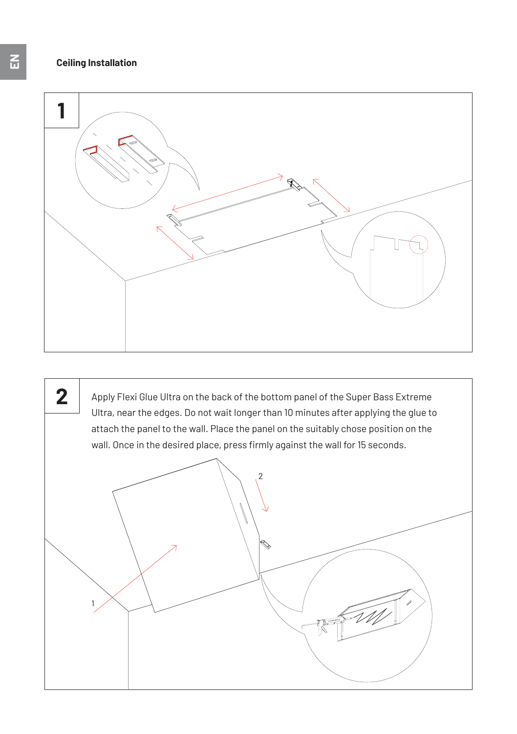## Ceiling Installation

**1**

**2**

Apply Flexi Glue Ultra on the back of the bottom panel of the Super Bass Extreme Ultra, near the edges. Do not wait longer than 10 minutes after applying the glue to attach the panel to the wall. Place the panel on the suitably chose position on the wall. Once in the desired place, press firmly against the wall for 15 seconds.

2

1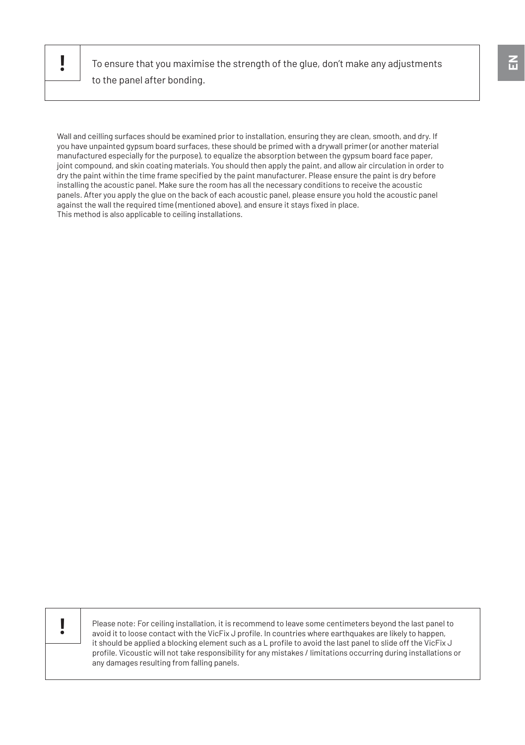> **!** To ensure that you maximise the strength of the glue, don't make any adjustments to the panel after bonding.

Wall and ceilling surfaces should be examined prior to installation, ensuring they are clean, smooth, and dry. If you have unpainted gypsum board surfaces, these should be primed with a drywall primer (or another material manufactured especially for the purpose), to equalize the absorption between the gypsum board face paper, joint compound, and skin coating materials. You should then apply the paint, and allow air circulation in order to dry the paint within the time frame specified by the paint manufacturer. Please ensure the paint is dry before installing the acoustic panel. Make sure the room has all the necessary conditions to receive the acoustic panels. After you apply the glue on the back of each acoustic panel, please ensure you hold the acoustic panel against the wall the required time (mentioned above), and ensure it stays fixed in place.
This method is also applicable to ceiling installations.

> **!** Please note: For ceiling installation, it is recommend to leave some centimeters beyond the last panel to avoid it to loose contact with the VicFix J profile. In countries where earthquakes are likely to happen, it should be applied a blocking element such as a L profile to avoid the last panel to slide off the VicFix J profile. Vicoustic will not take responsibility for any mistakes / limitations occurring during installations or any damages resulting from falling panels.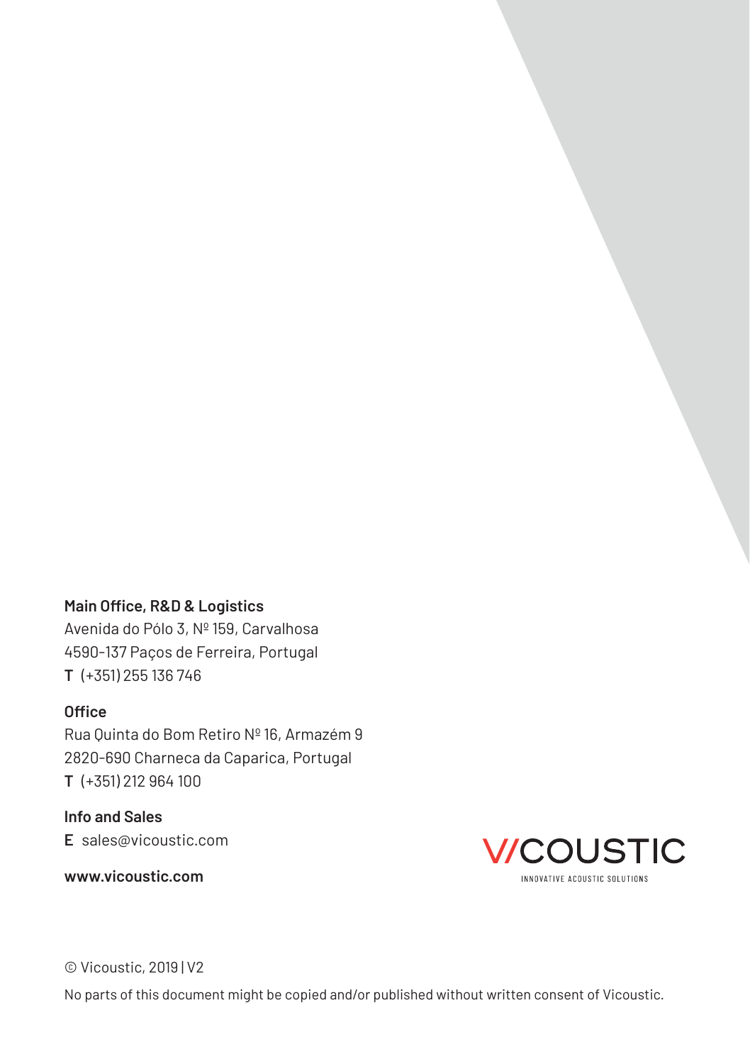**Main Office, R&D & Logistics**
Avenida do Pólo 3, Nº 159, Carvalhosa
4590-137 Paços de Ferreira, Portugal
**T** (+351) 255 136 746

**Office**
Rua Quinta do Bom Retiro Nº 16, Armazém 9
2820-690 Charneca da Caparica, Portugal
**T** (+351) 212 964 100

**Info and Sales**
**E** sales@vicoustic.com

**www.vicoustic.com**

V/COUSTIC
INNOVATIVE ACOUSTIC SOLUTIONS

© Vicoustic, 2019 | V2

No parts of this document might be copied and/or published without written consent of Vicoustic.